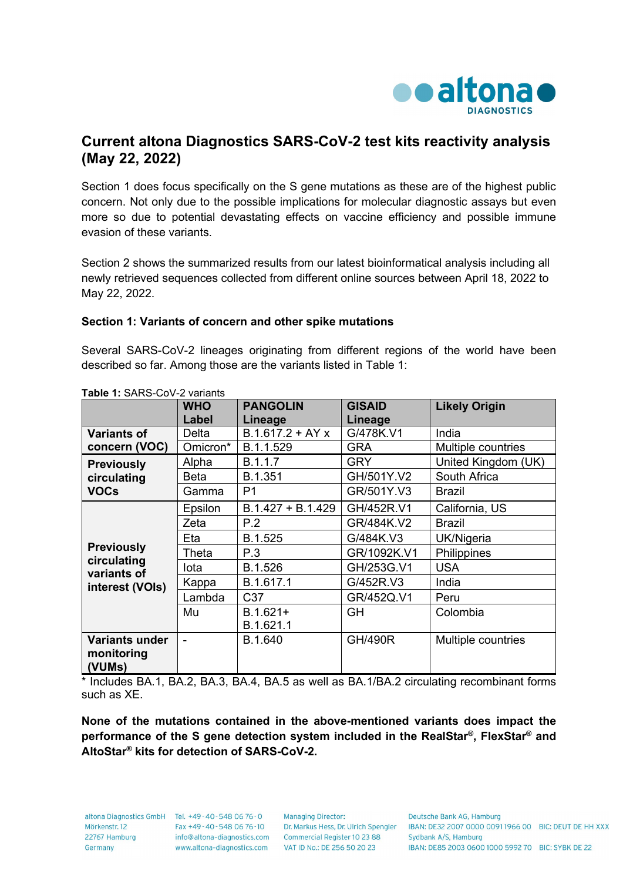# Current altona Diagnostics SARS-CoV-2 test kits reactivity analysis (May 22, 2022)

Section 1 does focus specifically on the S gene mutations as these are of the highest public concern. Not only due to the possible implications for molecular diagnostic assays but even more so due to potential devastating effects on vaccine efficiency and possible immune evasion of these variants.

Section 2 shows the summarized results from our latest bioinformatical analysis including all newly retrieved sequences collected from different online sources between April 18, 2022 to May 22, 2022.

### Section 1: Variants of concern and other spike mutations

Several SARS-CoV-2 lineages originating from different regions of the world have been described so far. Among those are the variants listed in Table 1:

**Table 1:** SARS-CoV-2 variants

| | WHO Label | PANGOLIN Lineage | GISAID Lineage | Likely Origin |
|---|---|---|---|---|
| **Variants of concern (VOC)** | Delta | B.1.617.2 + AY x | G/478K.V1 | India |
| | Omicron* | B.1.1.529 | GRA | Multiple countries |
| **Previously circulating VOCs** | Alpha | B.1.1.7 | GRY | United Kingdom (UK) |
| | Beta | B.1.351 | GH/501Y.V2 | South Africa |
| | Gamma | P1 | GR/501Y.V3 | Brazil |
| **Previously circulating variants of interest (VOIs)** | Epsilon | B.1.427 + B.1.429 | GH/452R.V1 | California, US |
| | Zeta | P.2 | GR/484K.V2 | Brazil |
| | Eta | B.1.525 | G/484K.V3 | UK/Nigeria |
| | Theta | P.3 | GR/1092K.V1 | Philippines |
| | Iota | B.1.526 | GH/253G.V1 | USA |
| | Kappa | B.1.617.1 | G/452R.V3 | India |
| | Lambda | C37 | GR/452Q.V1 | Peru |
| | Mu | B.1.621+ B.1.621.1 | GH | Colombia |
| **Variants under monitoring (VUMs)** | - | B.1.640 | GH/490R | Multiple countries |

* Includes BA.1, BA.2, BA.3, BA.4, BA.5 as well as BA.1/BA.2 circulating recombinant forms such as XE.

**None of the mutations contained in the above-mentioned variants does impact the performance of the S gene detection system included in the RealStar®, FlexStar® and AltoStar® kits for detection of SARS-CoV-2.**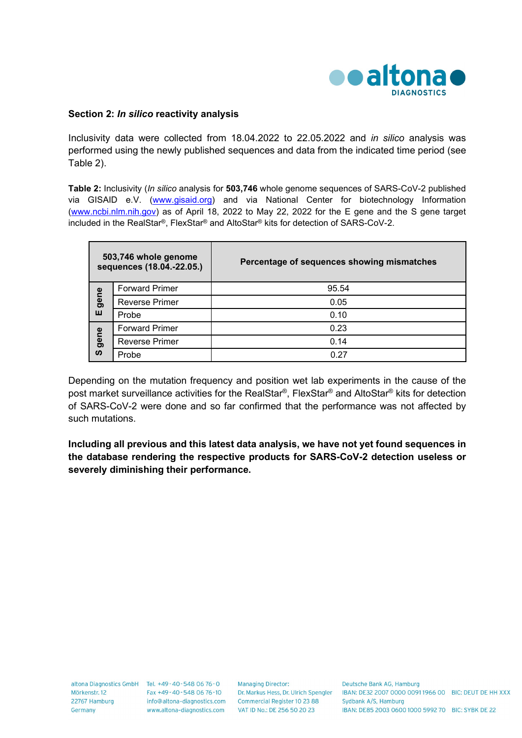**Section 2: *In silico* reactivity analysis**

Inclusivity data were collected from 18.04.2022 to 22.05.2022 and *in silico* analysis was performed using the newly published sequences and data from the indicated time period (see Table 2).

**Table 2:** Inclusivity (*In silico* analysis for **503,746** whole genome sequences of SARS-CoV-2 published via GISAID e.V. (www.gisaid.org) and via National Center for biotechnology Information (www.ncbi.nlm.nih.gov) as of April 18, 2022 to May 22, 2022 for the E gene and the S gene target included in the RealStar®, FlexStar® and AltoStar® kits for detection of SARS-CoV-2.

| 503,746 whole genome sequences (18.04.-22.05.) | | Percentage of sequences showing mismatches |
|---|---|---|
| E gene | Forward Primer | 95.54 |
| | Reverse Primer | 0.05 |
| | Probe | 0.10 |
| S gene | Forward Primer | 0.23 |
| | Reverse Primer | 0.14 |
| | Probe | 0.27 |

Depending on the mutation frequency and position wet lab experiments in the cause of the post market surveillance activities for the RealStar®, FlexStar® and AltoStar® kits for detection of SARS-CoV-2 were done and so far confirmed that the performance was not affected by such mutations.

**Including all previous and this latest data analysis, we have not yet found sequences in the database rendering the respective products for SARS-CoV-2 detection useless or severely diminishing their performance.**